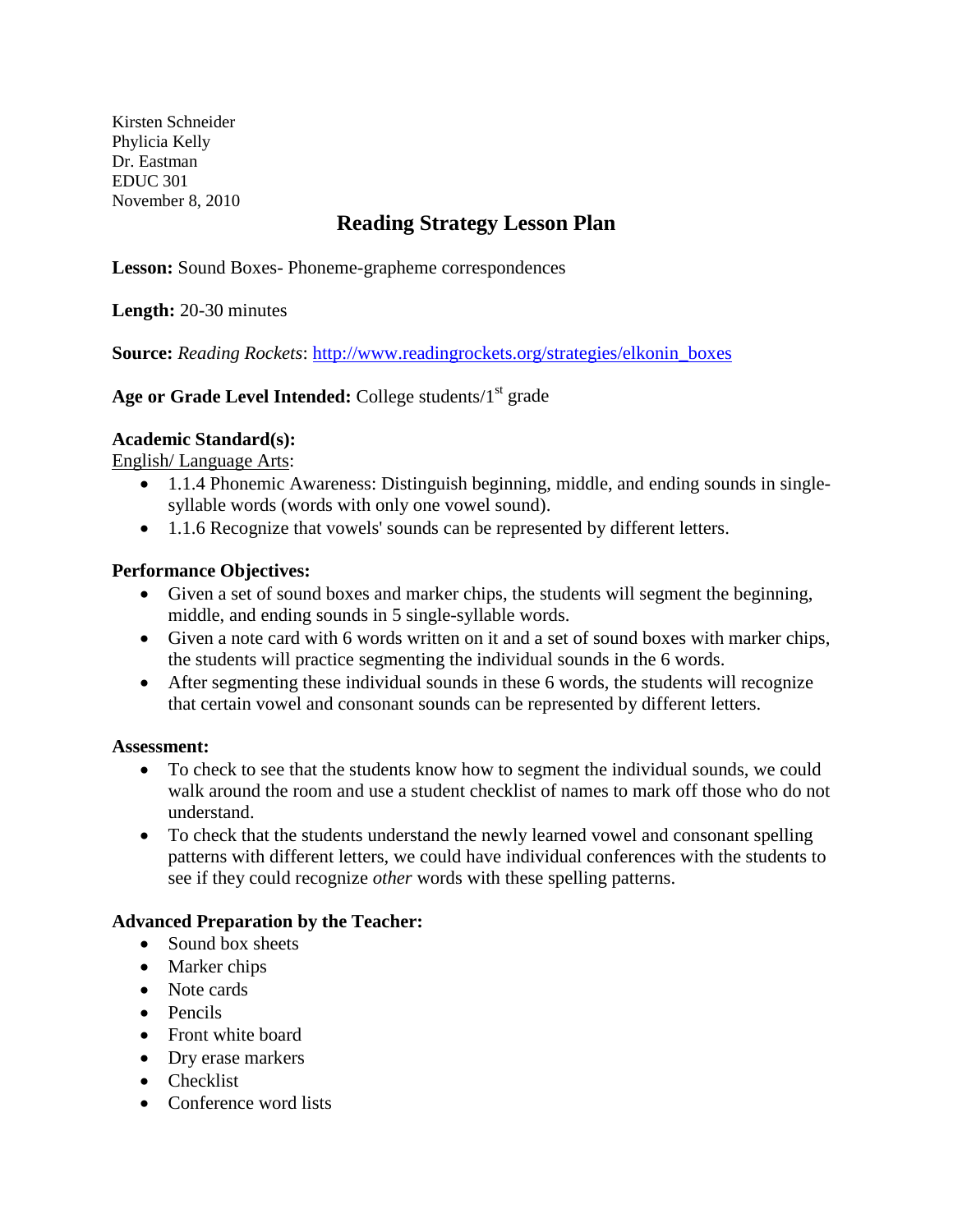Kirsten Schneider
Phylicia Kelly
Dr. Eastman
EDUC 301
November 8, 2010

# Reading Strategy Lesson Plan

**Lesson:** Sound Boxes- Phoneme-grapheme correspondences

**Length:** 20-30 minutes

**Source:** *Reading Rockets*: [http://www.readingrockets.org/strategies/elkonin_boxes](http://www.readingrockets.org/strategies/elkonin_boxes)

**Age or Grade Level Intended:** College students/1st grade

**Academic Standard(s):**

English/ Language Arts:

- 1.1.4 Phonemic Awareness: Distinguish beginning, middle, and ending sounds in single-syllable words (words with only one vowel sound).
- 1.1.6 Recognize that vowels' sounds can be represented by different letters.

**Performance Objectives:**

- Given a set of sound boxes and marker chips, the students will segment the beginning, middle, and ending sounds in 5 single-syllable words.
- Given a note card with 6 words written on it and a set of sound boxes with marker chips, the students will practice segmenting the individual sounds in the 6 words.
- After segmenting these individual sounds in these 6 words, the students will recognize that certain vowel and consonant sounds can be represented by different letters.

**Assessment:**

- To check to see that the students know how to segment the individual sounds, we could walk around the room and use a student checklist of names to mark off those who do not understand.
- To check that the students understand the newly learned vowel and consonant spelling patterns with different letters, we could have individual conferences with the students to see if they could recognize *other* words with these spelling patterns.

**Advanced Preparation by the Teacher:**

- Sound box sheets
- Marker chips
- Note cards
- Pencils
- Front white board
- Dry erase markers
- Checklist
- Conference word lists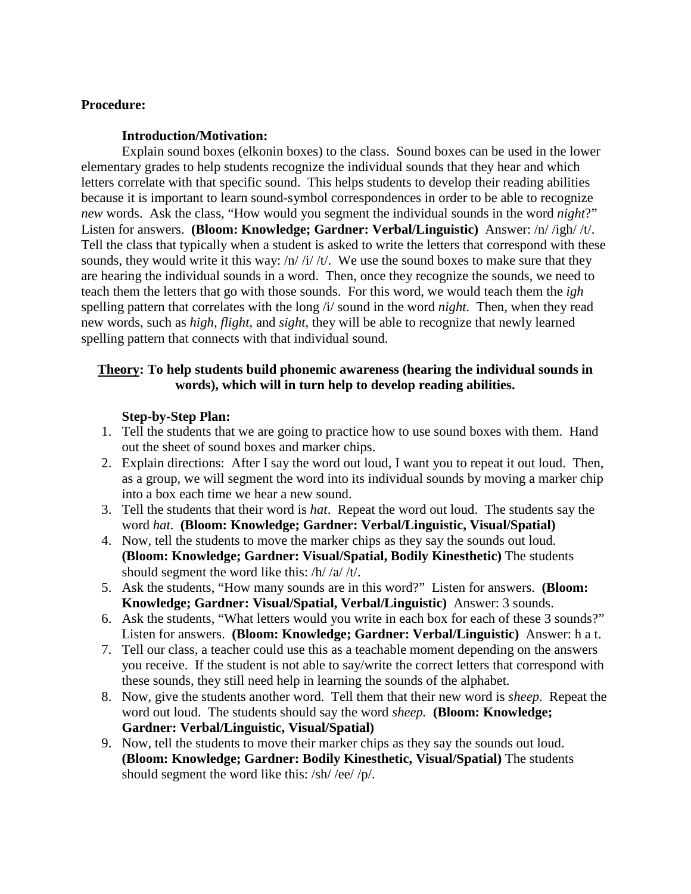**Procedure:**

**Introduction/Motivation:**

Explain sound boxes (elkonin boxes) to the class. Sound boxes can be used in the lower elementary grades to help students recognize the individual sounds that they hear and which letters correlate with that specific sound. This helps students to develop their reading abilities because it is important to learn sound-symbol correspondences in order to be able to recognize *new* words. Ask the class, "How would you segment the individual sounds in the word *night*?" Listen for answers. **(Bloom: Knowledge; Gardner: Verbal/Linguistic)** Answer: /n/ /igh/ /t/. Tell the class that typically when a student is asked to write the letters that correspond with these sounds, they would write it this way: /n/ /i/ /t/. We use the sound boxes to make sure that they are hearing the individual sounds in a word. Then, once they recognize the sounds, we need to teach them the letters that go with those sounds. For this word, we would teach them the *igh* spelling pattern that correlates with the long /i/ sound in the word *night*. Then, when they read new words, such as *high*, *flight*, and *sight*, they will be able to recognize that newly learned spelling pattern that connects with that individual sound.

**<u>Theory</u>: To help students build phonemic awareness (hearing the individual sounds in words), which will in turn help to develop reading abilities.**

**Step-by-Step Plan:**

1. Tell the students that we are going to practice how to use sound boxes with them. Hand out the sheet of sound boxes and marker chips.
2. Explain directions: After I say the word out loud, I want you to repeat it out loud. Then, as a group, we will segment the word into its individual sounds by moving a marker chip into a box each time we hear a new sound.
3. Tell the students that their word is *hat*. Repeat the word out loud. The students say the word *hat*. **(Bloom: Knowledge; Gardner: Verbal/Linguistic, Visual/Spatial)**
4. Now, tell the students to move the marker chips as they say the sounds out loud. **(Bloom: Knowledge; Gardner: Visual/Spatial, Bodily Kinesthetic)** The students should segment the word like this: /h/ /a/ /t/.
5. Ask the students, "How many sounds are in this word?" Listen for answers. **(Bloom: Knowledge; Gardner: Visual/Spatial, Verbal/Linguistic)** Answer: 3 sounds.
6. Ask the students, "What letters would you write in each box for each of these 3 sounds?" Listen for answers. **(Bloom: Knowledge; Gardner: Verbal/Linguistic)** Answer: h a t.
7. Tell our class, a teacher could use this as a teachable moment depending on the answers you receive. If the student is not able to say/write the correct letters that correspond with these sounds, they still need help in learning the sounds of the alphabet.
8. Now, give the students another word. Tell them that their new word is *sheep*. Repeat the word out loud. The students should say the word *sheep.* **(Bloom: Knowledge; Gardner: Verbal/Linguistic, Visual/Spatial)**
9. Now, tell the students to move their marker chips as they say the sounds out loud. **(Bloom: Knowledge; Gardner: Bodily Kinesthetic, Visual/Spatial)** The students should segment the word like this: /sh/ /ee/ /p/.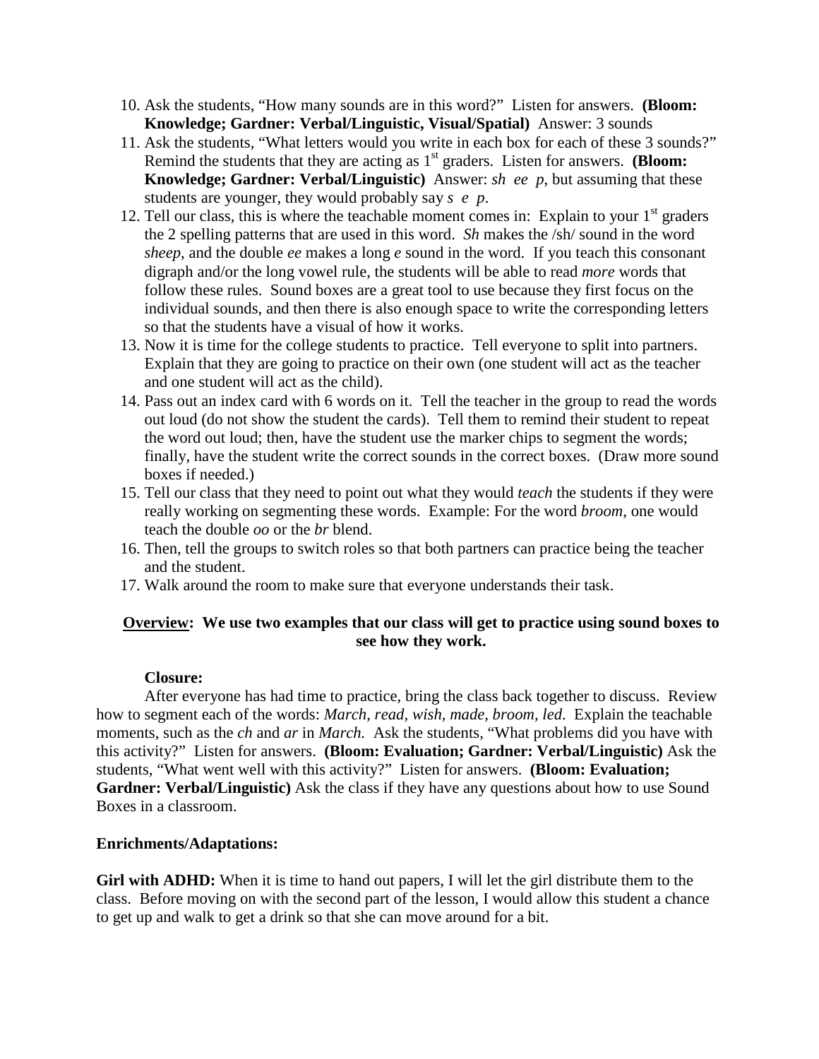10. Ask the students, "How many sounds are in this word?" Listen for answers. **(Bloom: Knowledge; Gardner: Verbal/Linguistic, Visual/Spatial)** Answer: 3 sounds
11. Ask the students, "What letters would you write in each box for each of these 3 sounds?" Remind the students that they are acting as 1st graders. Listen for answers. **(Bloom: Knowledge; Gardner: Verbal/Linguistic)** Answer: *sh ee p*, but assuming that these students are younger, they would probably say *s e p*.
12. Tell our class, this is where the teachable moment comes in: Explain to your 1st graders the 2 spelling patterns that are used in this word. *Sh* makes the /sh/ sound in the word *sheep*, and the double *ee* makes a long *e* sound in the word. If you teach this consonant digraph and/or the long vowel rule, the students will be able to read *more* words that follow these rules. Sound boxes are a great tool to use because they first focus on the individual sounds, and then there is also enough space to write the corresponding letters so that the students have a visual of how it works.
13. Now it is time for the college students to practice. Tell everyone to split into partners. Explain that they are going to practice on their own (one student will act as the teacher and one student will act as the child).
14. Pass out an index card with 6 words on it. Tell the teacher in the group to read the words out loud (do not show the student the cards). Tell them to remind their student to repeat the word out loud; then, have the student use the marker chips to segment the words; finally, have the student write the correct sounds in the correct boxes. (Draw more sound boxes if needed.)
15. Tell our class that they need to point out what they would *teach* the students if they were really working on segmenting these words. Example: For the word *broom,* one would teach the double *oo* or the *br* blend.
16. Then, tell the groups to switch roles so that both partners can practice being the teacher and the student.
17. Walk around the room to make sure that everyone understands their task.

**Overview: We use two examples that our class will get to practice using sound boxes to see how they work.**

**Closure:**

After everyone has had time to practice, bring the class back together to discuss. Review how to segment each of the words: *March, read, wish, made, broom, led.* Explain the teachable moments, such as the *ch* and *ar* in *March.* Ask the students, "What problems did you have with this activity?" Listen for answers. **(Bloom: Evaluation; Gardner: Verbal/Linguistic)** Ask the students, "What went well with this activity?" Listen for answers. **(Bloom: Evaluation; Gardner: Verbal/Linguistic)** Ask the class if they have any questions about how to use Sound Boxes in a classroom.

**Enrichments/Adaptations:**

**Girl with ADHD:** When it is time to hand out papers, I will let the girl distribute them to the class. Before moving on with the second part of the lesson, I would allow this student a chance to get up and walk to get a drink so that she can move around for a bit.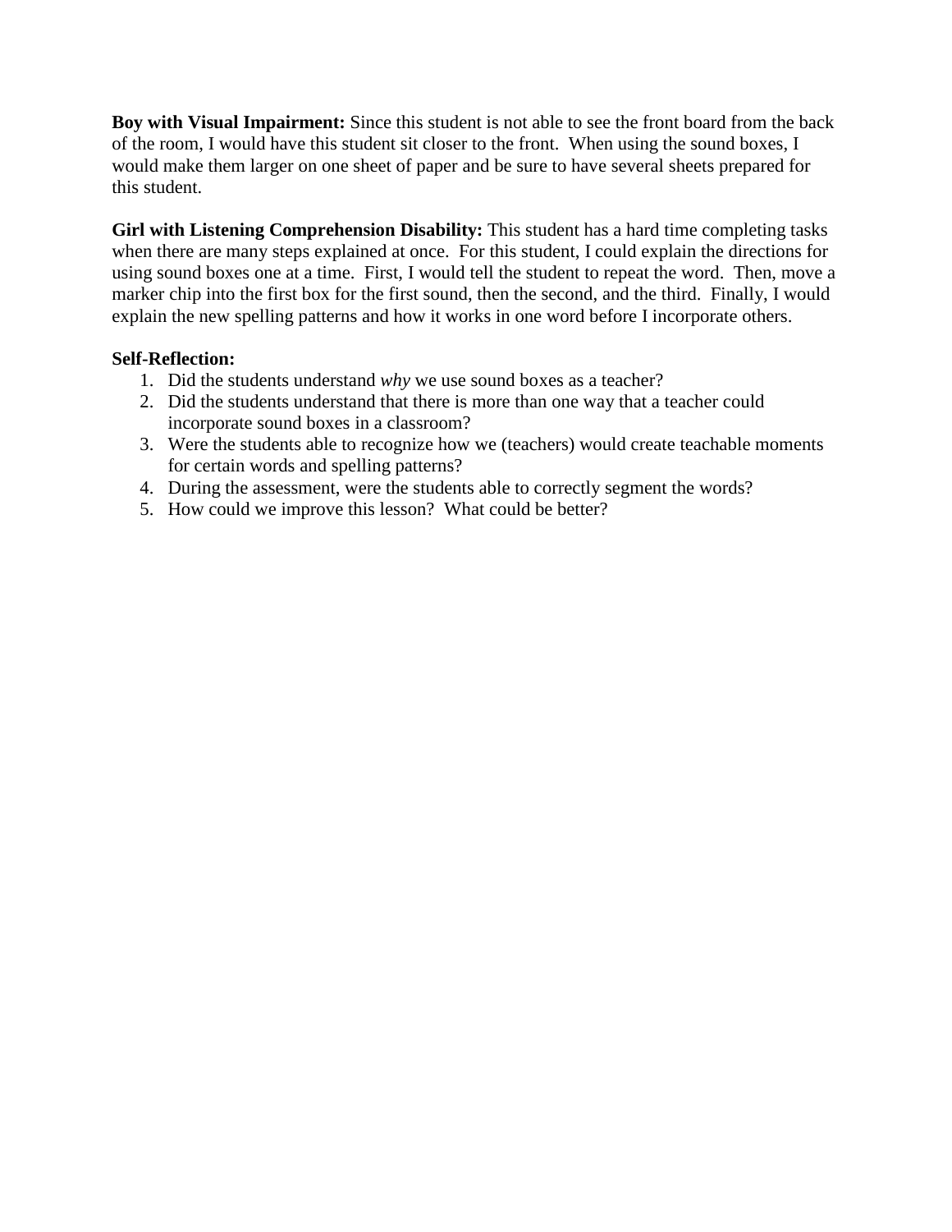**Boy with Visual Impairment:** Since this student is not able to see the front board from the back of the room, I would have this student sit closer to the front. When using the sound boxes, I would make them larger on one sheet of paper and be sure to have several sheets prepared for this student.

**Girl with Listening Comprehension Disability:** This student has a hard time completing tasks when there are many steps explained at once. For this student, I could explain the directions for using sound boxes one at a time. First, I would tell the student to repeat the word. Then, move a marker chip into the first box for the first sound, then the second, and the third. Finally, I would explain the new spelling patterns and how it works in one word before I incorporate others.

**Self-Reflection:**

1. Did the students understand *why* we use sound boxes as a teacher?
2. Did the students understand that there is more than one way that a teacher could incorporate sound boxes in a classroom?
3. Were the students able to recognize how we (teachers) would create teachable moments for certain words and spelling patterns?
4. During the assessment, were the students able to correctly segment the words?
5. How could we improve this lesson? What could be better?